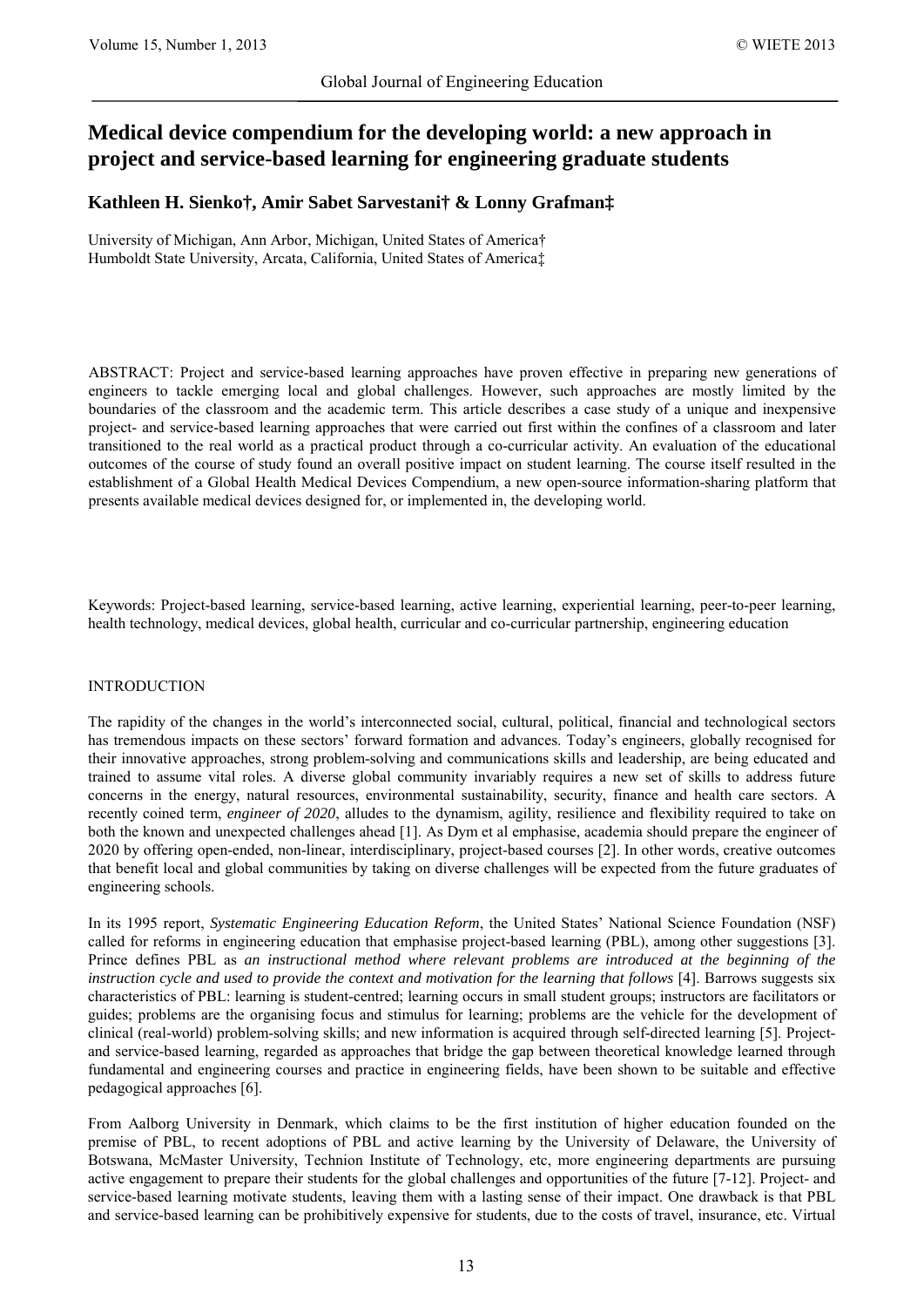# Medical device compendium for the developing world: a new approach in project and service-based learning for engineering graduate students

**Kathleen H. Sienko†, Amir Sabet Sarvestani† & Lonny Grafman‡**

University of Michigan, Ann Arbor, Michigan, United States of America†
Humboldt State University, Arcata, California, United States of America‡

ABSTRACT: Project and service-based learning approaches have proven effective in preparing new generations of engineers to tackle emerging local and global challenges. However, such approaches are mostly limited by the boundaries of the classroom and the academic term. This article describes a case study of a unique and inexpensive project- and service-based learning approaches that were carried out first within the confines of a classroom and later transitioned to the real world as a practical product through a co-curricular activity. An evaluation of the educational outcomes of the course of study found an overall positive impact on student learning. The course itself resulted in the establishment of a Global Health Medical Devices Compendium, a new open-source information-sharing platform that presents available medical devices designed for, or implemented in, the developing world.

Keywords: Project-based learning, service-based learning, active learning, experiential learning, peer-to-peer learning, health technology, medical devices, global health, curricular and co-curricular partnership, engineering education

## INTRODUCTION

The rapidity of the changes in the world's interconnected social, cultural, political, financial and technological sectors has tremendous impacts on these sectors' forward formation and advances. Today's engineers, globally recognised for their innovative approaches, strong problem-solving and communications skills and leadership, are being educated and trained to assume vital roles. A diverse global community invariably requires a new set of skills to address future concerns in the energy, natural resources, environmental sustainability, security, finance and health care sectors. A recently coined term, *engineer of 2020*, alludes to the dynamism, agility, resilience and flexibility required to take on both the known and unexpected challenges ahead [1]. As Dym et al emphasise, academia should prepare the engineer of 2020 by offering open-ended, non-linear, interdisciplinary, project-based courses [2]. In other words, creative outcomes that benefit local and global communities by taking on diverse challenges will be expected from the future graduates of engineering schools.

In its 1995 report, *Systematic Engineering Education Reform*, the United States' National Science Foundation (NSF) called for reforms in engineering education that emphasise project-based learning (PBL), among other suggestions [3]. Prince defines PBL as *an instructional method where relevant problems are introduced at the beginning of the instruction cycle and used to provide the context and motivation for the learning that follows* [4]. Barrows suggests six characteristics of PBL: learning is student-centred; learning occurs in small student groups; instructors are facilitators or guides; problems are the organising focus and stimulus for learning; problems are the vehicle for the development of clinical (real-world) problem-solving skills; and new information is acquired through self-directed learning [5]. Project- and service-based learning, regarded as approaches that bridge the gap between theoretical knowledge learned through fundamental and engineering courses and practice in engineering fields, have been shown to be suitable and effective pedagogical approaches [6].

From Aalborg University in Denmark, which claims to be the first institution of higher education founded on the premise of PBL, to recent adoptions of PBL and active learning by the University of Delaware, the University of Botswana, McMaster University, Technion Institute of Technology, etc, more engineering departments are pursuing active engagement to prepare their students for the global challenges and opportunities of the future [7-12]. Project- and service-based learning motivate students, leaving them with a lasting sense of their impact. One drawback is that PBL and service-based learning can be prohibitively expensive for students, due to the costs of travel, insurance, etc. Virtual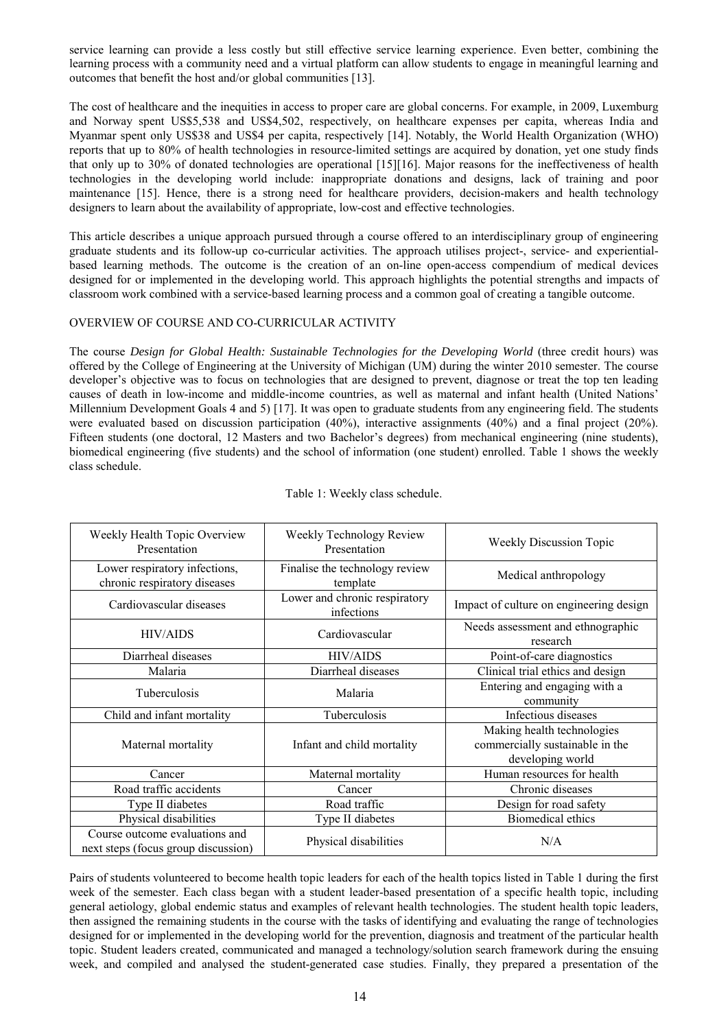service learning can provide a less costly but still effective service learning experience. Even better, combining the learning process with a community need and a virtual platform can allow students to engage in meaningful learning and outcomes that benefit the host and/or global communities [13].

The cost of healthcare and the inequities in access to proper care are global concerns. For example, in 2009, Luxemburg and Norway spent US$5,538 and US$4,502, respectively, on healthcare expenses per capita, whereas India and Myanmar spent only US$38 and US$4 per capita, respectively [14]. Notably, the World Health Organization (WHO) reports that up to 80% of health technologies in resource-limited settings are acquired by donation, yet one study finds that only up to 30% of donated technologies are operational [15][16]. Major reasons for the ineffectiveness of health technologies in the developing world include: inappropriate donations and designs, lack of training and poor maintenance [15]. Hence, there is a strong need for healthcare providers, decision-makers and health technology designers to learn about the availability of appropriate, low-cost and effective technologies.

This article describes a unique approach pursued through a course offered to an interdisciplinary group of engineering graduate students and its follow-up co-curricular activities. The approach utilises project-, service- and experiential-based learning methods. The outcome is the creation of an on-line open-access compendium of medical devices designed for or implemented in the developing world. This approach highlights the potential strengths and impacts of classroom work combined with a service-based learning process and a common goal of creating a tangible outcome.

## OVERVIEW OF COURSE AND CO-CURRICULAR ACTIVITY

The course *Design for Global Health: Sustainable Technologies for the Developing World* (three credit hours) was offered by the College of Engineering at the University of Michigan (UM) during the winter 2010 semester. The course developer's objective was to focus on technologies that are designed to prevent, diagnose or treat the top ten leading causes of death in low-income and middle-income countries, as well as maternal and infant health (United Nations' Millennium Development Goals 4 and 5) [17]. It was open to graduate students from any engineering field. The students were evaluated based on discussion participation (40%), interactive assignments (40%) and a final project (20%). Fifteen students (one doctoral, 12 Masters and two Bachelor's degrees) from mechanical engineering (nine students), biomedical engineering (five students) and the school of information (one student) enrolled. Table 1 shows the weekly class schedule.

Table 1: Weekly class schedule.

| Weekly Health Topic Overview Presentation | Weekly Technology Review Presentation | Weekly Discussion Topic |
|---|---|---|
| Lower respiratory infections, chronic respiratory diseases | Finalise the technology review template | Medical anthropology |
| Cardiovascular diseases | Lower and chronic respiratory infections | Impact of culture on engineering design |
| HIV/AIDS | Cardiovascular | Needs assessment and ethnographic research |
| Diarrheal diseases | HIV/AIDS | Point-of-care diagnostics |
| Malaria | Diarrheal diseases | Clinical trial ethics and design |
| Tuberculosis | Malaria | Entering and engaging with a community |
| Child and infant mortality | Tuberculosis | Infectious diseases |
| Maternal mortality | Infant and child mortality | Making health technologies commercially sustainable in the developing world |
| Cancer | Maternal mortality | Human resources for health |
| Road traffic accidents | Cancer | Chronic diseases |
| Type II diabetes | Road traffic | Design for road safety |
| Physical disabilities | Type II diabetes | Biomedical ethics |
| Course outcome evaluations and next steps (focus group discussion) | Physical disabilities | N/A |

Pairs of students volunteered to become health topic leaders for each of the health topics listed in Table 1 during the first week of the semester. Each class began with a student leader-based presentation of a specific health topic, including general aetiology, global endemic status and examples of relevant health technologies. The student health topic leaders, then assigned the remaining students in the course with the tasks of identifying and evaluating the range of technologies designed for or implemented in the developing world for the prevention, diagnosis and treatment of the particular health topic. Student leaders created, communicated and managed a technology/solution search framework during the ensuing week, and compiled and analysed the student-generated case studies. Finally, they prepared a presentation of the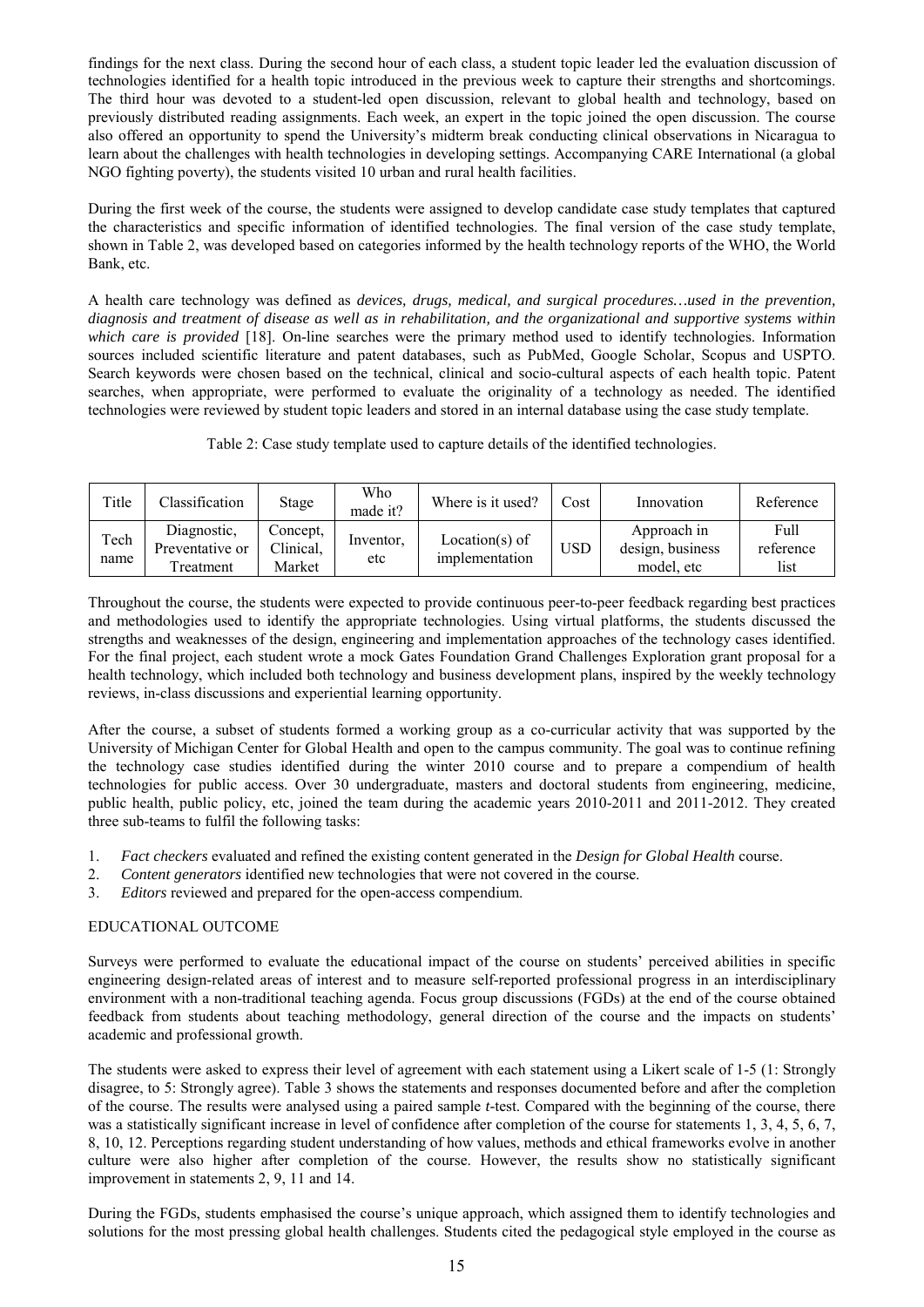findings for the next class. During the second hour of each class, a student topic leader led the evaluation discussion of technologies identified for a health topic introduced in the previous week to capture their strengths and shortcomings. The third hour was devoted to a student-led open discussion, relevant to global health and technology, based on previously distributed reading assignments. Each week, an expert in the topic joined the open discussion. The course also offered an opportunity to spend the University's midterm break conducting clinical observations in Nicaragua to learn about the challenges with health technologies in developing settings. Accompanying CARE International (a global NGO fighting poverty), the students visited 10 urban and rural health facilities.

During the first week of the course, the students were assigned to develop candidate case study templates that captured the characteristics and specific information of identified technologies. The final version of the case study template, shown in Table 2, was developed based on categories informed by the health technology reports of the WHO, the World Bank, etc.

A health care technology was defined as *devices, drugs, medical, and surgical procedures…used in the prevention, diagnosis and treatment of disease as well as in rehabilitation, and the organizational and supportive systems within which care is provided* [18]. On-line searches were the primary method used to identify technologies. Information sources included scientific literature and patent databases, such as PubMed, Google Scholar, Scopus and USPTO. Search keywords were chosen based on the technical, clinical and socio-cultural aspects of each health topic. Patent searches, when appropriate, were performed to evaluate the originality of a technology as needed. The identified technologies were reviewed by student topic leaders and stored in an internal database using the case study template.

Table 2: Case study template used to capture details of the identified technologies.

| Title | Classification | Stage | Who made it? | Where is it used? | Cost | Innovation | Reference |
|---|---|---|---|---|---|---|---|
| Tech name | Diagnostic, Preventative or Treatment | Concept, Clinical, Market | Inventor, etc | Location(s) of implementation | USD | Approach in design, business model, etc | Full reference list |

Throughout the course, the students were expected to provide continuous peer-to-peer feedback regarding best practices and methodologies used to identify the appropriate technologies. Using virtual platforms, the students discussed the strengths and weaknesses of the design, engineering and implementation approaches of the technology cases identified. For the final project, each student wrote a mock Gates Foundation Grand Challenges Exploration grant proposal for a health technology, which included both technology and business development plans, inspired by the weekly technology reviews, in-class discussions and experiential learning opportunity.

After the course, a subset of students formed a working group as a co-curricular activity that was supported by the University of Michigan Center for Global Health and open to the campus community. The goal was to continue refining the technology case studies identified during the winter 2010 course and to prepare a compendium of health technologies for public access. Over 30 undergraduate, masters and doctoral students from engineering, medicine, public health, public policy, etc, joined the team during the academic years 2010-2011 and 2011-2012. They created three sub-teams to fulfil the following tasks:

1. *Fact checkers* evaluated and refined the existing content generated in the *Design for Global Health* course.
2. *Content generators* identified new technologies that were not covered in the course.
3. *Editors* reviewed and prepared for the open-access compendium.

## EDUCATIONAL OUTCOME

Surveys were performed to evaluate the educational impact of the course on students' perceived abilities in specific engineering design-related areas of interest and to measure self-reported professional progress in an interdisciplinary environment with a non-traditional teaching agenda. Focus group discussions (FGDs) at the end of the course obtained feedback from students about teaching methodology, general direction of the course and the impacts on students' academic and professional growth.

The students were asked to express their level of agreement with each statement using a Likert scale of 1-5 (1: Strongly disagree, to 5: Strongly agree). Table 3 shows the statements and responses documented before and after the completion of the course. The results were analysed using a paired sample *t*-test. Compared with the beginning of the course, there was a statistically significant increase in level of confidence after completion of the course for statements 1, 3, 4, 5, 6, 7, 8, 10, 12. Perceptions regarding student understanding of how values, methods and ethical frameworks evolve in another culture were also higher after completion of the course. However, the results show no statistically significant improvement in statements 2, 9, 11 and 14.

During the FGDs, students emphasised the course's unique approach, which assigned them to identify technologies and solutions for the most pressing global health challenges. Students cited the pedagogical style employed in the course as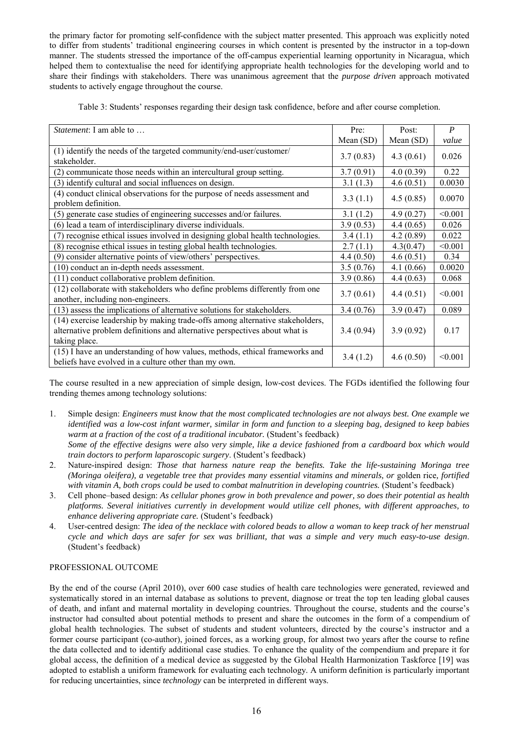the primary factor for promoting self-confidence with the subject matter presented. This approach was explicitly noted to differ from students' traditional engineering courses in which content is presented by the instructor in a top-down manner. The students stressed the importance of the off-campus experiential learning opportunity in Nicaragua, which helped them to contextualise the need for identifying appropriate health technologies for the developing world and to share their findings with stakeholders. There was unanimous agreement that the *purpose driven* approach motivated students to actively engage throughout the course.

Table 3: Students' responses regarding their design task confidence, before and after course completion.

| *Statement*: I am able to … | Pre: Mean (SD) | Post: Mean (SD) | *P value* |
|---|---|---|---|
| (1) identify the needs of the targeted community/end-user/customer/ stakeholder. | 3.7 (0.83) | 4.3 (0.61) | 0.026 |
| (2) communicate those needs within an intercultural group setting. | 3.7 (0.91) | 4.0 (0.39) | 0.22 |
| (3) identify cultural and social influences on design. | 3.1 (1.3) | 4.6 (0.51) | 0.0030 |
| (4) conduct clinical observations for the purpose of needs assessment and problem definition. | 3.3 (1.1) | 4.5 (0.85) | 0.0070 |
| (5) generate case studies of engineering successes and/or failures. | 3.1 (1.2) | 4.9 (0.27) | <0.001 |
| (6) lead a team of interdisciplinary diverse individuals. | 3.9 (0.53) | 4.4 (0.65) | 0.026 |
| (7) recognise ethical issues involved in designing global health technologies. | 3.4 (1.1) | 4.2 (0.89) | 0.022 |
| (8) recognise ethical issues in testing global health technologies. | 2.7 (1.1) | 4.3(0.47) | <0.001 |
| (9) consider alternative points of view/others' perspectives. | 4.4 (0.50) | 4.6 (0.51) | 0.34 |
| (10) conduct an in-depth needs assessment. | 3.5 (0.76) | 4.1 (0.66) | 0.0020 |
| (11) conduct collaborative problem definition. | 3.9 (0.86) | 4.4 (0.63) | 0.068 |
| (12) collaborate with stakeholders who define problems differently from one another, including non-engineers. | 3.7 (0.61) | 4.4 (0.51) | <0.001 |
| (13) assess the implications of alternative solutions for stakeholders. | 3.4 (0.76) | 3.9 (0.47) | 0.089 |
| (14) exercise leadership by making trade-offs among alternative stakeholders, alternative problem definitions and alternative perspectives about what is taking place. | 3.4 (0.94) | 3.9 (0.92) | 0.17 |
| (15) I have an understanding of how values, methods, ethical frameworks and beliefs have evolved in a culture other than my own. | 3.4 (1.2) | 4.6 (0.50) | <0.001 |

The course resulted in a new appreciation of simple design, low-cost devices. The FGDs identified the following four trending themes among technology solutions:

1. Simple design: *Engineers must know that the most complicated technologies are not always best. One example we identified was a low-cost infant warmer, similar in form and function to a sleeping bag, designed to keep babies warm at a fraction of the cost of a traditional incubator.* (Student's feedback)
   *Some of the effective designs were also very simple, like a device fashioned from a cardboard box which would train doctors to perform laparoscopic surgery*. (Student's feedback)
2. Nature-inspired design: *Those that harness nature reap the benefits. Take the life-sustaining Moringa tree (Moringa oleifera), a vegetable tree that provides many essential vitamins and minerals, or* golden rice*, fortified with vitamin A, both crops could be used to combat malnutrition in developing countries.* (Student's feedback)
3. Cell phone–based design: *As cellular phones grow in both prevalence and power, so does their potential as health platforms. Several initiatives currently in development would utilize cell phones, with different approaches, to enhance delivering appropriate care.* (Student's feedback)
4. User-centred design: *The idea of the necklace with colored beads to allow a woman to keep track of her menstrual cycle and which days are safer for sex was brilliant, that was a simple and very much easy-to-use design*. (Student's feedback)

PROFESSIONAL OUTCOME

By the end of the course (April 2010), over 600 case studies of health care technologies were generated, reviewed and systematically stored in an internal database as solutions to prevent, diagnose or treat the top ten leading global causes of death, and infant and maternal mortality in developing countries. Throughout the course, students and the course's instructor had consulted about potential methods to present and share the outcomes in the form of a compendium of global health technologies. The subset of students and student volunteers, directed by the course's instructor and a former course participant (co-author), joined forces, as a working group, for almost two years after the course to refine the data collected and to identify additional case studies. To enhance the quality of the compendium and prepare it for global access, the definition of a medical device as suggested by the Global Health Harmonization Taskforce [19] was adopted to establish a uniform framework for evaluating each technology. A uniform definition is particularly important for reducing uncertainties, since *technology* can be interpreted in different ways.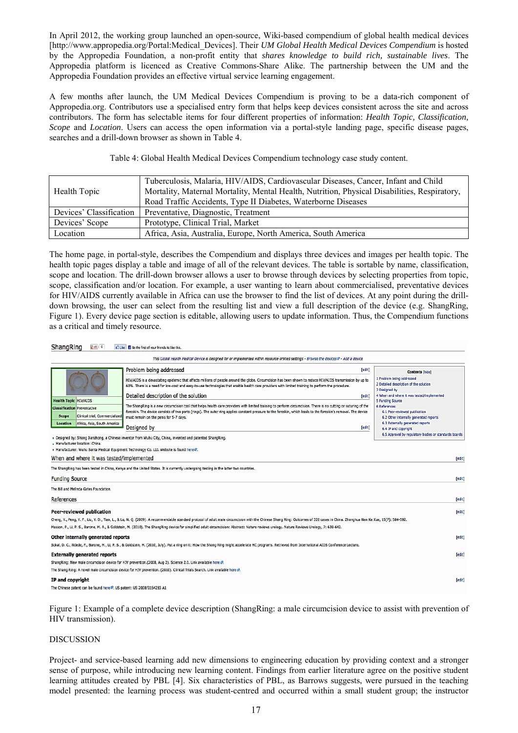In April 2012, the working group launched an open-source, Wiki-based compendium of global health medical devices [http://www.appropedia.org/Portal:Medical_Devices]. Their *UM Global Health Medical Devices Compendium* is hosted by the Appropedia Foundation, a non-profit entity that *shares knowledge to build rich, sustainable lives*. The Appropedia platform is licenced as Creative Commons-Share Alike. The partnership between the UM and the Appropedia Foundation provides an effective virtual service learning engagement.

A few months after launch, the UM Medical Devices Compendium is proving to be a data-rich component of Appropedia.org. Contributors use a specialised entry form that helps keep devices consistent across the site and across contributors. The form has selectable items for four different properties of information: *Health Topic, Classification, Scope* and *Location*. Users can access the open information via a portal-style landing page, specific disease pages, searches and a drill-down browser as shown in Table 4.

Table 4: Global Health Medical Devices Compendium technology case study content.

| | |
|---|---|
| Health Topic | Tuberculosis, Malaria, HIV/AIDS, Cardiovascular Diseases, Cancer, Infant and Child Mortality, Maternal Mortality, Mental Health, Nutrition, Physical Disabilities, Respiratory, Road Traffic Accidents, Type II Diabetes, Waterborne Diseases |
| Devices' Classification | Preventative, Diagnostic, Treatment |
| Devices' Scope | Prototype, Clinical Trial, Market |
| Location | Africa, Asia, Australia, Europe, North America, South America |

The home page, in portal-style, describes the Compendium and displays three devices and images per health topic. The health topic pages display a table and image of all of the relevant devices. The table is sortable by name, classification, scope and location. The drill-down browser allows a user to browse through devices by selecting properties from topic, scope, classification and/or location. For example, a user wanting to learn about commercialised, preventative devices for HIV/AIDS currently available in Africa can use the browser to find the list of devices. At any point during the drill-down browsing, the user can select from the resulting list and view a full description of the device (e.g. ShangRing, Figure 1). Every device page section is editable, allowing users to update information. Thus, the Compendium functions as a critical and timely resource.

Figure 1: Example of a complete device description (ShangRing: a male circumcision device to assist with prevention of HIV transmission).

DISCUSSION

Project- and service-based learning add new dimensions to engineering education by providing context and a stronger sense of purpose, while introducing new learning content. Findings from earlier literature agree on the positive student learning attitudes created by PBL [4]. Six characteristics of PBL, as Barrows suggests, were pursued in the teaching model presented: the learning process was student-centred and occurred within a small student group; the instructor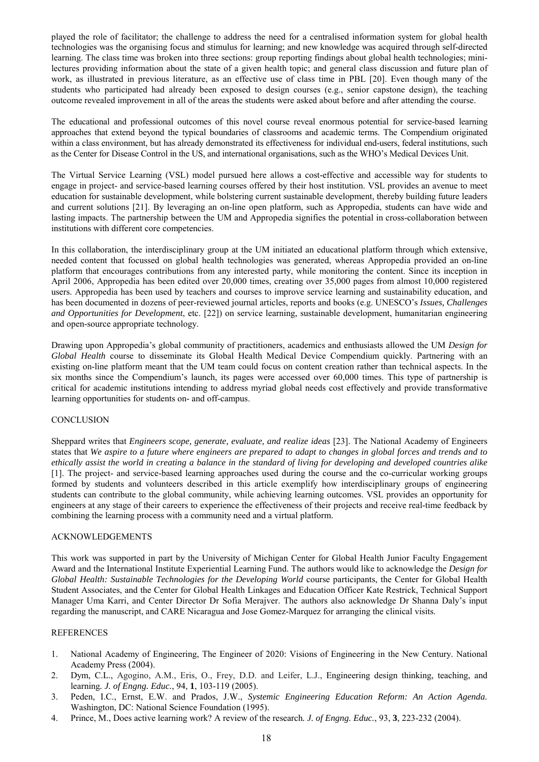played the role of facilitator; the challenge to address the need for a centralised information system for global health technologies was the organising focus and stimulus for learning; and new knowledge was acquired through self-directed learning. The class time was broken into three sections: group reporting findings about global health technologies; mini-lectures providing information about the state of a given health topic; and general class discussion and future plan of work, as illustrated in previous literature, as an effective use of class time in PBL [20]. Even though many of the students who participated had already been exposed to design courses (e.g., senior capstone design), the teaching outcome revealed improvement in all of the areas the students were asked about before and after attending the course.

The educational and professional outcomes of this novel course reveal enormous potential for service-based learning approaches that extend beyond the typical boundaries of classrooms and academic terms. The Compendium originated within a class environment, but has already demonstrated its effectiveness for individual end-users, federal institutions, such as the Center for Disease Control in the US, and international organisations, such as the WHO's Medical Devices Unit.

The Virtual Service Learning (VSL) model pursued here allows a cost-effective and accessible way for students to engage in project- and service-based learning courses offered by their host institution. VSL provides an avenue to meet education for sustainable development, while bolstering current sustainable development, thereby building future leaders and current solutions [21]. By leveraging an on-line open platform, such as Appropedia, students can have wide and lasting impacts. The partnership between the UM and Appropedia signifies the potential in cross-collaboration between institutions with different core competencies.

In this collaboration, the interdisciplinary group at the UM initiated an educational platform through which extensive, needed content that focussed on global health technologies was generated, whereas Appropedia provided an on-line platform that encourages contributions from any interested party, while monitoring the content. Since its inception in April 2006, Appropedia has been edited over 20,000 times, creating over 35,000 pages from almost 10,000 registered users. Appropedia has been used by teachers and courses to improve service learning and sustainability education, and has been documented in dozens of peer-reviewed journal articles, reports and books (e.g. UNESCO's *Issues, Challenges and Opportunities for Development*, etc. [22]) on service learning, sustainable development, humanitarian engineering and open-source appropriate technology.

Drawing upon Appropedia's global community of practitioners, academics and enthusiasts allowed the UM *Design for Global Health* course to disseminate its Global Health Medical Device Compendium quickly. Partnering with an existing on-line platform meant that the UM team could focus on content creation rather than technical aspects. In the six months since the Compendium's launch, its pages were accessed over 60,000 times. This type of partnership is critical for academic institutions intending to address myriad global needs cost effectively and provide transformative learning opportunities for students on- and off-campus.

## CONCLUSION

Sheppard writes that *Engineers scope, generate, evaluate, and realize ideas* [23]. The National Academy of Engineers states that *We aspire to a future where engineers are prepared to adapt to changes in global forces and trends and to ethically assist the world in creating a balance in the standard of living for developing and developed countries alike* [1]. The project- and service-based learning approaches used during the course and the co-curricular working groups formed by students and volunteers described in this article exemplify how interdisciplinary groups of engineering students can contribute to the global community, while achieving learning outcomes. VSL provides an opportunity for engineers at any stage of their careers to experience the effectiveness of their projects and receive real-time feedback by combining the learning process with a community need and a virtual platform.

## ACKNOWLEDGEMENTS

This work was supported in part by the University of Michigan Center for Global Health Junior Faculty Engagement Award and the International Institute Experiential Learning Fund. The authors would like to acknowledge the *Design for Global Health: Sustainable Technologies for the Developing World* course participants, the Center for Global Health Student Associates, and the Center for Global Health Linkages and Education Officer Kate Restrick, Technical Support Manager Uma Karri, and Center Director Dr Sofia Merajver. The authors also acknowledge Dr Shanna Daly's input regarding the manuscript, and CARE Nicaragua and Jose Gomez-Marquez for arranging the clinical visits.

## REFERENCES

1. National Academy of Engineering, The Engineer of 2020: Visions of Engineering in the New Century. National Academy Press (2004).
2. Dym, C.L., Agogino, A.M., Eris, O., Frey, D.D. and Leifer, L.J., Engineering design thinking, teaching, and learning. *J. of Engng. Educ.*, 94, **1**, 103-119 (2005).
3. Peden, I.C., Ernst, E.W. and Prados, J.W., *Systemic Engineering Education Reform: An Action Agenda.* Washington, DC: National Science Foundation (1995).
4. Prince, M., Does active learning work? A review of the research. *J. of Engng. Educ.*, 93, **3**, 223-232 (2004).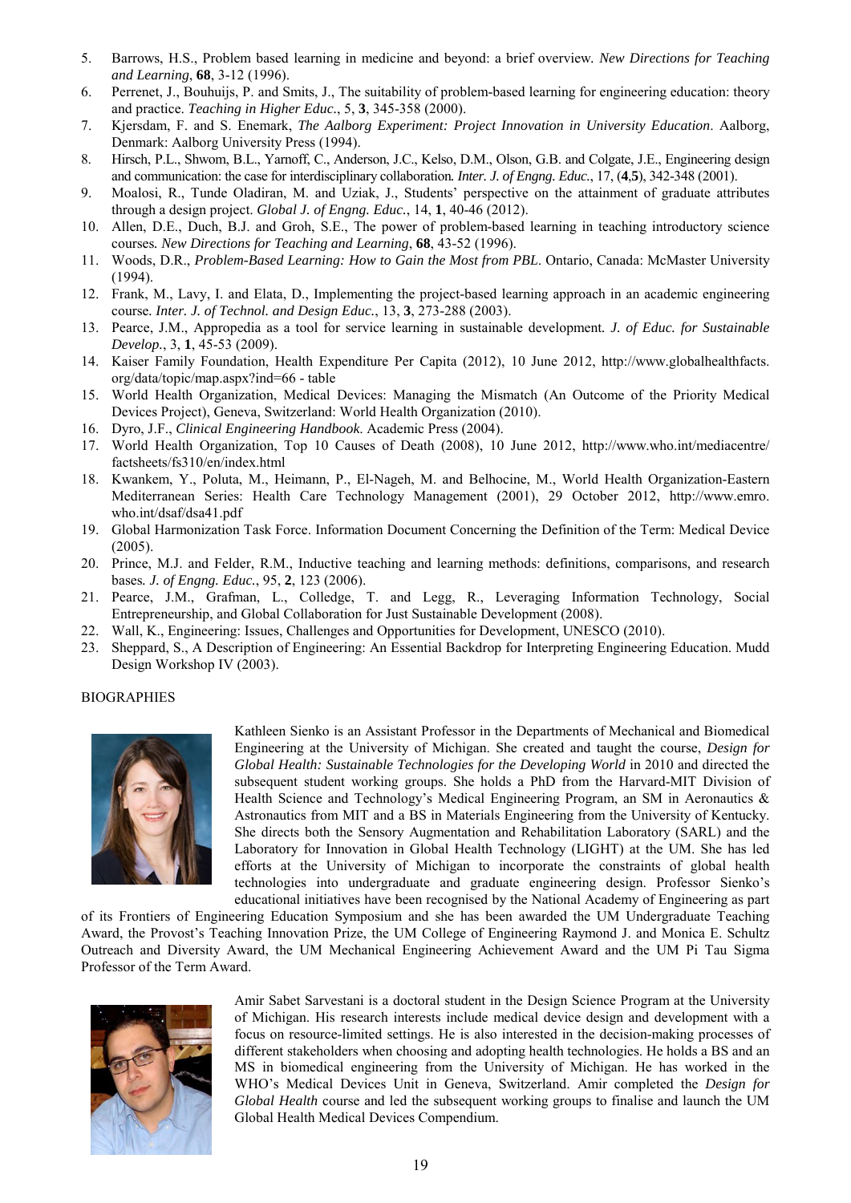5. Barrows, H.S., Problem based learning in medicine and beyond: a brief overview. *New Directions for Teaching and Learning*, **68**, 3-12 (1996).
6. Perrenet, J., Bouhuijs, P. and Smits, J., The suitability of problem-based learning for engineering education: theory and practice. *Teaching in Higher Educ.*, 5, **3**, 345-358 (2000).
7. Kjersdam, F. and S. Enemark, *The Aalborg Experiment: Project Innovation in University Education*. Aalborg, Denmark: Aalborg University Press (1994).
8. Hirsch, P.L., Shwom, B.L., Yarnoff, C., Anderson, J.C., Kelso, D.M., Olson, G.B. and Colgate, J.E., Engineering design and communication: the case for interdisciplinary collaboration. *Inter. J. of Engng. Educ.*, 17, (**4**,**5**), 342-348 (2001).
9. Moalosi, R., Tunde Oladiran, M. and Uziak, J., Students' perspective on the attainment of graduate attributes through a design project. *Global J. of Engng. Educ.*, 14, **1**, 40-46 (2012).
10. Allen, D.E., Duch, B.J. and Groh, S.E., The power of problem-based learning in teaching introductory science courses. *New Directions for Teaching and Learning*, **68**, 43-52 (1996).
11. Woods, D.R., *Problem-Based Learning: How to Gain the Most from PBL*. Ontario, Canada: McMaster University (1994).
12. Frank, M., Lavy, I. and Elata, D., Implementing the project-based learning approach in an academic engineering course. *Inter. J. of Technol. and Design Educ.*, 13, **3**, 273-288 (2003).
13. Pearce, J.M., Appropedia as a tool for service learning in sustainable development. *J. of Educ. for Sustainable Develop.*, 3, **1**, 45-53 (2009).
14. Kaiser Family Foundation, Health Expenditure Per Capita (2012), 10 June 2012, http://www.globalhealthfacts.org/data/topic/map.aspx?ind=66 - table
15. World Health Organization, Medical Devices: Managing the Mismatch (An Outcome of the Priority Medical Devices Project), Geneva, Switzerland: World Health Organization (2010).
16. Dyro, J.F., *Clinical Engineering Handbook*. Academic Press (2004).
17. World Health Organization, Top 10 Causes of Death (2008), 10 June 2012, http://www.who.int/mediacentre/factsheets/fs310/en/index.html
18. Kwankem, Y., Poluta, M., Heimann, P., El-Nageh, M. and Belhocine, M., World Health Organization-Eastern Mediterranean Series: Health Care Technology Management (2001), 29 October 2012, http://www.emro.who.int/dsaf/dsa41.pdf
19. Global Harmonization Task Force. Information Document Concerning the Definition of the Term: Medical Device (2005).
20. Prince, M.J. and Felder, R.M., Inductive teaching and learning methods: definitions, comparisons, and research bases. *J. of Engng. Educ.*, 95, **2**, 123 (2006).
21. Pearce, J.M., Grafman, L., Colledge, T. and Legg, R., Leveraging Information Technology, Social Entrepreneurship, and Global Collaboration for Just Sustainable Development (2008).
22. Wall, K., Engineering: Issues, Challenges and Opportunities for Development, UNESCO (2010).
23. Sheppard, S., A Description of Engineering: An Essential Backdrop for Interpreting Engineering Education. Mudd Design Workshop IV (2003).

BIOGRAPHIES

Kathleen Sienko is an Assistant Professor in the Departments of Mechanical and Biomedical Engineering at the University of Michigan. She created and taught the course, *Design for Global Health: Sustainable Technologies for the Developing World* in 2010 and directed the subsequent student working groups. She holds a PhD from the Harvard-MIT Division of Health Science and Technology's Medical Engineering Program, an SM in Aeronautics & Astronautics from MIT and a BS in Materials Engineering from the University of Kentucky. She directs both the Sensory Augmentation and Rehabilitation Laboratory (SARL) and the Laboratory for Innovation in Global Health Technology (LIGHT) at the UM. She has led efforts at the University of Michigan to incorporate the constraints of global health technologies into undergraduate and graduate engineering design. Professor Sienko's educational initiatives have been recognised by the National Academy of Engineering as part of its Frontiers of Engineering Education Symposium and she has been awarded the UM Undergraduate Teaching Award, the Provost's Teaching Innovation Prize, the UM College of Engineering Raymond J. and Monica E. Schultz Outreach and Diversity Award, the UM Mechanical Engineering Achievement Award and the UM Pi Tau Sigma Professor of the Term Award.

Amir Sabet Sarvestani is a doctoral student in the Design Science Program at the University of Michigan. His research interests include medical device design and development with a focus on resource-limited settings. He is also interested in the decision-making processes of different stakeholders when choosing and adopting health technologies. He holds a BS and an MS in biomedical engineering from the University of Michigan. He has worked in the WHO's Medical Devices Unit in Geneva, Switzerland. Amir completed the *Design for Global Health* course and led the subsequent working groups to finalise and launch the UM Global Health Medical Devices Compendium.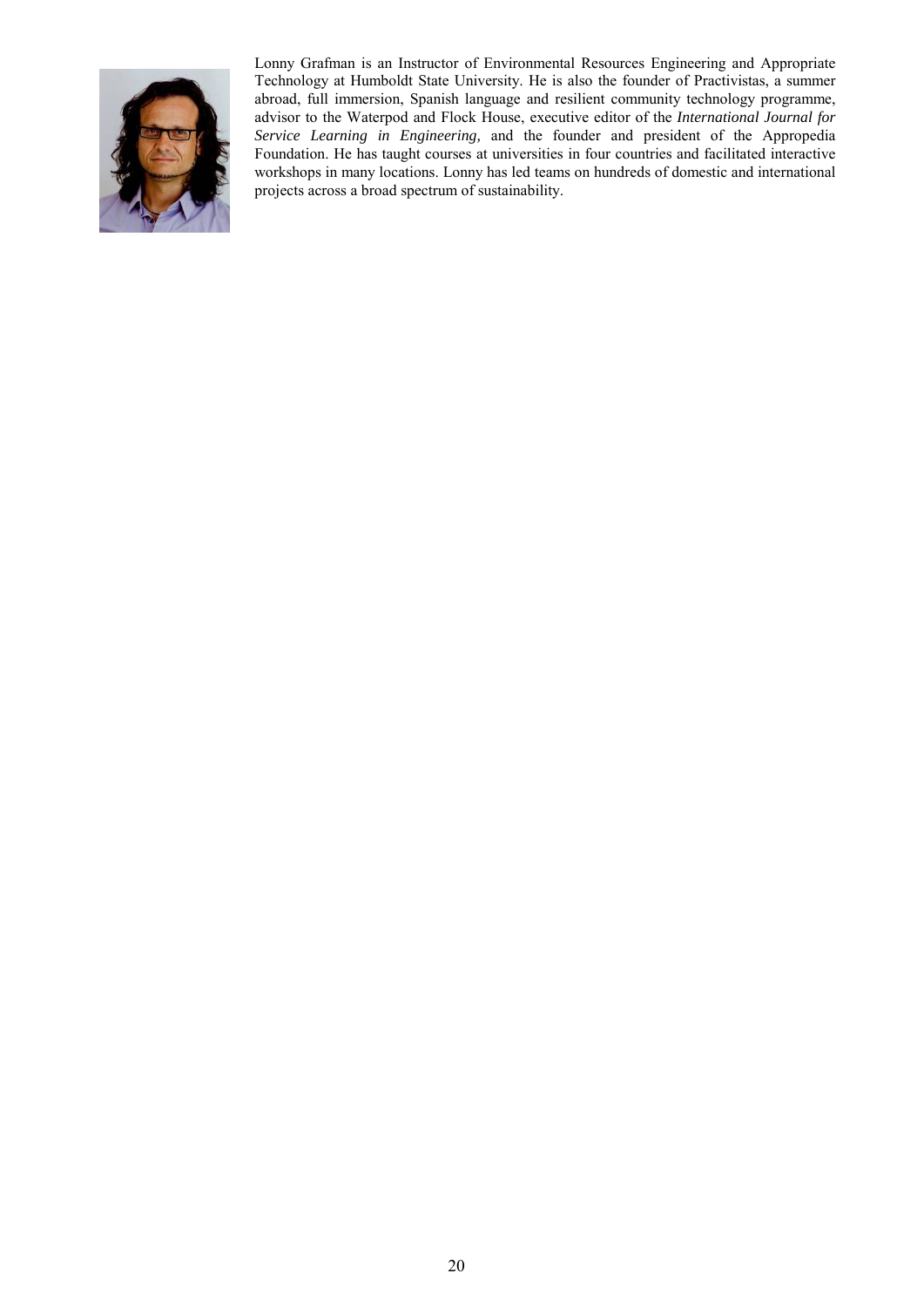Lonny Grafman is an Instructor of Environmental Resources Engineering and Appropriate Technology at Humboldt State University. He is also the founder of Practivistas, a summer abroad, full immersion, Spanish language and resilient community technology programme, advisor to the Waterpod and Flock House, executive editor of the *International Journal for Service Learning in Engineering,* and the founder and president of the Appropedia Foundation. He has taught courses at universities in four countries and facilitated interactive workshops in many locations. Lonny has led teams on hundreds of domestic and international projects across a broad spectrum of sustainability.